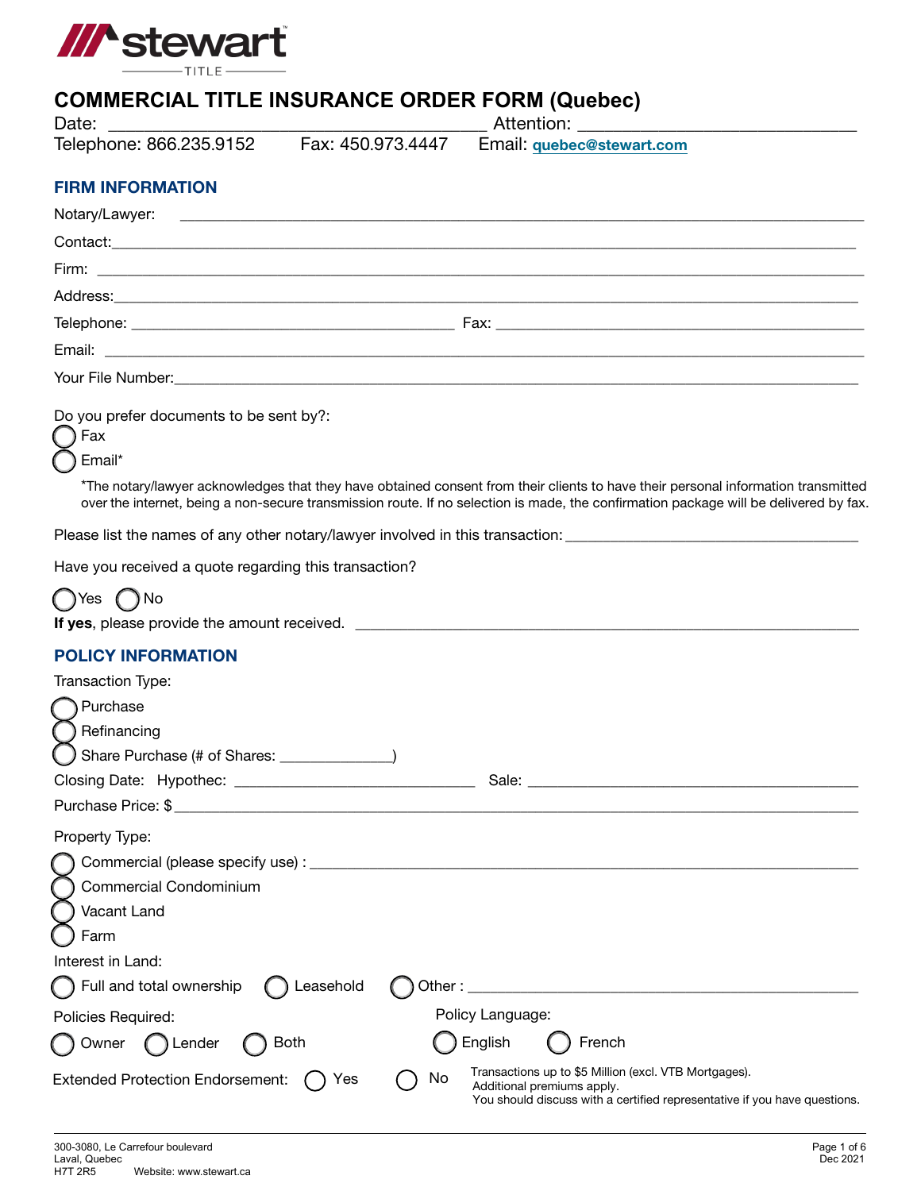stewart TITLE

# COMMERCIAL TITLE INSURANCE ORDER FORM (Quebec)

Date: ________________________ Attention: ________________________

Telephone: 866.235.9152 Fax: 450.973.4447 Email: quebec@stewart.com

## FIRM INFORMATION

Notary/Lawyer: ________________________

Contact: ________________________

Firm: ________________________

Address: ________________________

Telephone: ________________________ Fax: ________________________

Email: ________________________

Your File Number: ________________________

Do you prefer documents to be sent by?:

- ◯ Fax
- ◯ Email*

*The notary/lawyer acknowledges that they have obtained consent from their clients to have their personal information transmitted over the internet, being a non-secure transmission route. If no selection is made, the confirmation package will be delivered by fax.

Please list the names of any other notary/lawyer involved in this transaction: ________________________

Have you received a quote regarding this transaction?

◯ Yes ◯ No

**If yes**, please provide the amount received. ________________________

## POLICY INFORMATION

Transaction Type:

- ◯ Purchase
- ◯ Refinancing
- ◯ Share Purchase (# of Shares: ____________)

Closing Date: Hypothec: ________________________ Sale: ________________________

Purchase Price: $ ________________________

Property Type:

- ◯ Commercial (please specify use) : ________________________
- ◯ Commercial Condominium
- ◯ Vacant Land
- ◯ Farm

Interest in Land:

◯ Full and total ownership ◯ Leasehold ◯ Other : ________________________

Policies Required:

◯ Owner ◯ Lender ◯ Both

Policy Language:

◯ English ◯ French

Extended Protection Endorsement: ◯ Yes ◯ No

Transactions up to $5 Million (excl. VTB Mortgages). Additional premiums apply. You should discuss with a certified representative if you have questions.

300-3080, Le Carrefour boulevard
Laval, Quebec
H7T 2R5 Website: www.stewart.ca

Dec 2021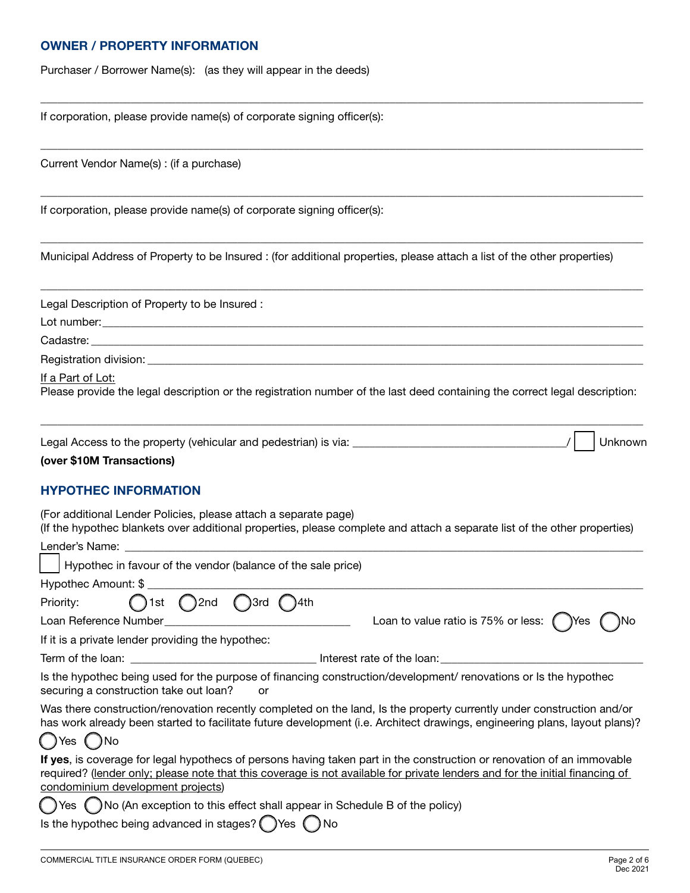## OWNER / PROPERTY INFORMATION

Purchaser / Borrower Name(s): (as they will appear in the deeds)

______________________________________________________________________________

If corporation, please provide name(s) of corporate signing officer(s):

______________________________________________________________________________

Current Vendor Name(s) : (if a purchase)

______________________________________________________________________________

If corporation, please provide name(s) of corporate signing officer(s):

______________________________________________________________________________

Municipal Address of Property to be Insured : (for additional properties, please attach a list of the other properties)

______________________________________________________________________________

Legal Description of Property to be Insured :

Lot number: ______________________________________________________________________

Cadastre: ________________________________________________________________________

Registration division: _____________________________________________________________

If a Part of Lot:
Please provide the legal description or the registration number of the last deed containing the correct legal description:

______________________________________________________________________________

Legal Access to the property (vehicular and pedestrian) is via: ______________________________ / ☐ Unknown

**(over $10M Transactions)**

## HYPOTHEC INFORMATION

(For additional Lender Policies, please attach a separate page)
(If the hypothec blankets over additional properties, please complete and attach a separate list of the other properties)

Lender's Name: ___________________________________________________________________

☐ Hypothec in favour of the vendor (balance of the sale price)

Hypothec Amount: $ _______________________________________________________________

Priority: ◯ 1st ◯ 2nd ◯ 3rd ◯ 4th

Loan Reference Number ___________________________ Loan to value ratio is 75% or less: ◯ Yes ◯ No

If it is a private lender providing the hypothec:

Term of the loan: ___________________________ Interest rate of the loan: ___________________________

Is the hypothec being used for the purpose of financing construction/development/ renovations or Is the hypothec securing a construction take out loan? or

Was there construction/renovation recently completed on the land, Is the property currently under construction and/or has work already been started to facilitate future development (i.e. Architect drawings, engineering plans, layout plans)?

◯ Yes ◯ No

**If yes**, is coverage for legal hypothecs of persons having taken part in the construction or renovation of an immovable required? (lender only; please note that this coverage is not available for private lenders and for the initial financing of condominium development projects)

◯ Yes ◯ No (An exception to this effect shall appear in Schedule B of the policy)

Is the hypothec being advanced in stages? ◯ Yes ◯ No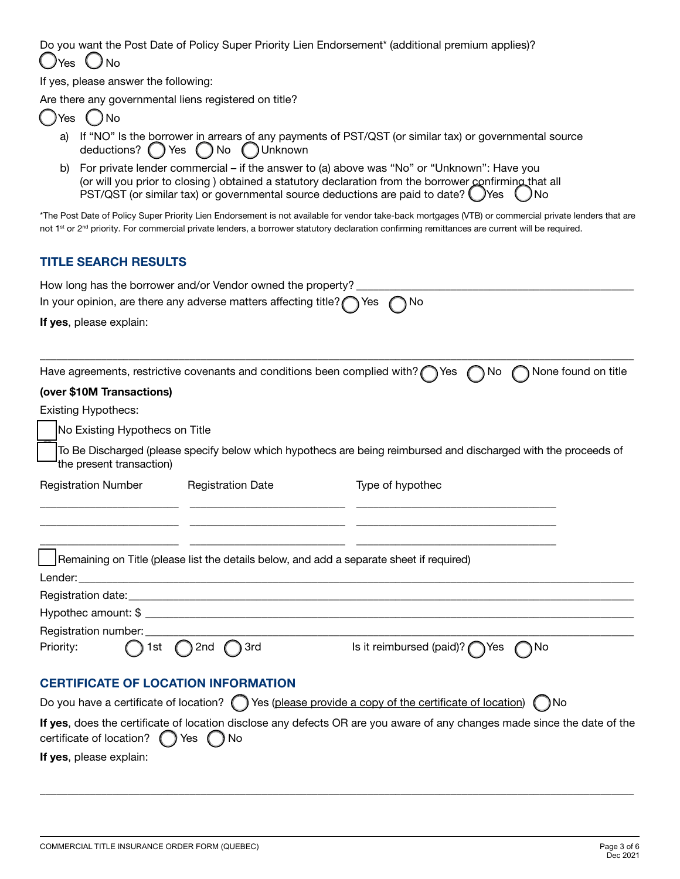Do you want the Post Date of Policy Super Priority Lien Endorsement* (additional premium applies)?

◯ Yes ◯ No

If yes, please answer the following:

Are there any governmental liens registered on title?

◯ Yes ◯ No

a) If "NO" Is the borrower in arrears of any payments of PST/QST (or similar tax) or governmental source deductions? ◯ Yes ◯ No ◯ Unknown

b) For private lender commercial – if the answer to (a) above was "No" or "Unknown": Have you (or will you prior to closing ) obtained a statutory declaration from the borrower confirming that all PST/QST (or similar tax) or governmental source deductions are paid to date? ◯ Yes ◯ No

*The Post Date of Policy Super Priority Lien Endorsement is not available for vendor take-back mortgages (VTB) or commercial private lenders that are not 1st or 2nd priority. For commercial private lenders, a borrower statutory declaration confirming remittances are current will be required.

## TITLE SEARCH RESULTS

How long has the borrower and/or Vendor owned the property? ______________________________

In your opinion, are there any adverse matters affecting title? ◯ Yes ◯ No

**If yes**, please explain:

______________________________________________________________________

Have agreements, restrictive covenants and conditions been complied with? ◯ Yes ◯ No ◯ None found on title

**(over $10M Transactions)**

Existing Hypothecs:

☐ No Existing Hypothec on Title

☐ To Be Discharged (please specify below which hypothecs are being reimbursed and discharged with the proceeds of the present transaction)

| Registration Number | Registration Date | Type of hypothec |
|---|---|---|
| | | |
| | | |
| | | |

☐ Remaining on Title (please list the details below, and add a separate sheet if required)

Lender: ______________________________

Registration date: ______________________________

Hypothec amount: $ ______________________________

Registration number: ______________________________

Priority: ◯ 1st ◯ 2nd ◯ 3rd    Is it reimbursed (paid)? ◯ Yes ◯ No

## CERTIFICATE OF LOCATION INFORMATION

Do you have a certificate of location? ◯ Yes (please provide a copy of the certificate of location) ◯ No

**If yes**, does the certificate of location disclose any defects OR are you aware of any changes made since the date of the certificate of location? ◯ Yes ◯ No

**If yes**, please explain:

______________________________________________________________________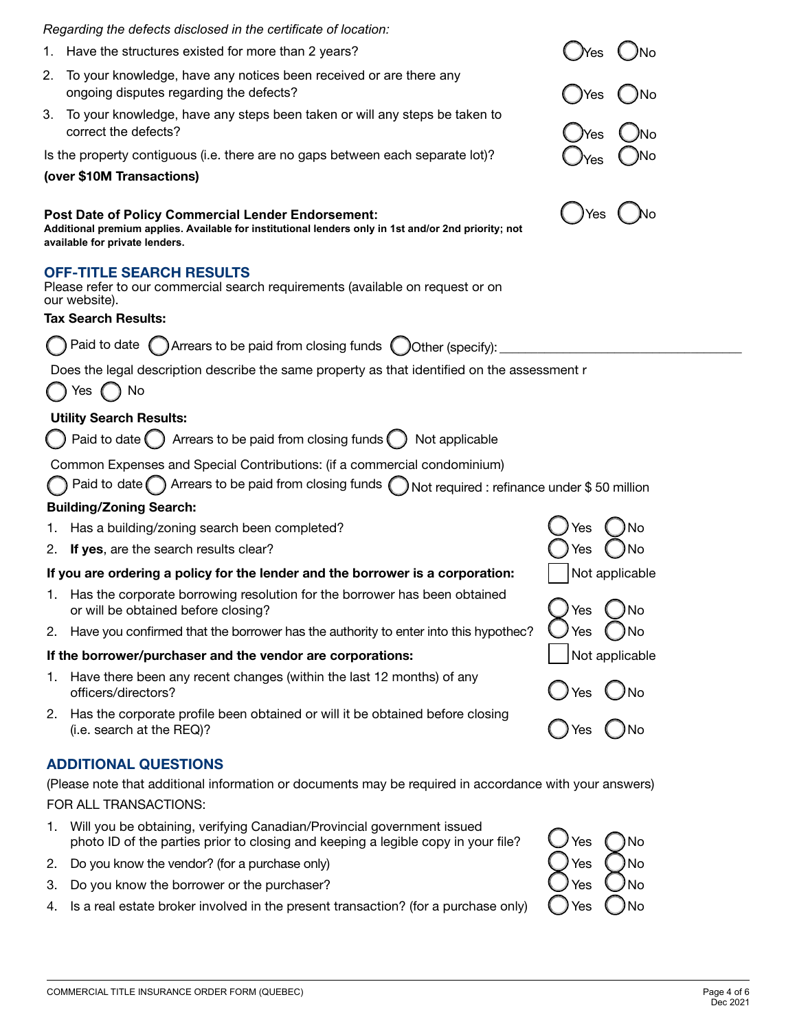*Regarding the defects disclosed in the certificate of location:*

1. Have the structures existed for more than 2 years? ◯ Yes ◯ No
2. To your knowledge, have any notices been received or are there any ongoing disputes regarding the defects? ◯ Yes ◯ No
3. To your knowledge, have any steps been taken or will any steps be taken to correct the defects? ◯ Yes ◯ No

Is the property contiguous (i.e. there are no gaps between each separate lot)? ◯ Yes ◯ No

**(over $10M Transactions)**

**Post Date of Policy Commercial Lender Endorsement:** ◯ Yes ◯ No
**Additional premium applies. Available for institutional lenders only in 1st and/or 2nd priority; not available for private lenders.**

## OFF-TITLE SEARCH RESULTS

Please refer to our commercial search requirements (available on request or on our website).

**Tax Search Results:**

◯ Paid to date ◯ Arrears to be paid from closing funds ◯ Other (specify): ___________________________

Does the legal description describe the same property as that identified on the assessment r

◯ Yes ◯ No

**Utility Search Results:**

◯ Paid to date ◯ Arrears to be paid from closing funds ◯ Not applicable

Common Expenses and Special Contributions: (if a commercial condominium)

◯ Paid to date ◯ Arrears to be paid from closing funds ◯ Not required : refinance under $ 50 million

**Building/Zoning Search:**

1. Has a building/zoning search been completed? ◯ Yes ◯ No
2. **If yes**, are the search results clear? ◯ Yes ◯ No

**If you are ordering a policy for the lender and the borrower is a corporation:** ☐ Not applicable

1. Has the corporate borrowing resolution for the borrower has been obtained or will be obtained before closing? ◯ Yes ◯ No
2. Have you confirmed that the borrower has the authority to enter into this hypothec? ◯ Yes ◯ No

**If the borrower/purchaser and the vendor are corporations:** ☐ Not applicable

1. Have there been any recent changes (within the last 12 months) of any officers/directors? ◯ Yes ◯ No
2. Has the corporate profile been obtained or will it be obtained before closing (i.e. search at the REQ)? ◯ Yes ◯ No

## ADDITIONAL QUESTIONS

(Please note that additional information or documents may be required in accordance with your answers)

FOR ALL TRANSACTIONS:

1. Will you be obtaining, verifying Canadian/Provincial government issued photo ID of the parties prior to closing and keeping a legible copy in your file? ◯ Yes ◯ No
2. Do you know the vendor? (for a purchase only) ◯ Yes ◯ No
3. Do you know the borrower or the purchaser? ◯ Yes ◯ No
4. Is a real estate broker involved in the present transaction? (for a purchase only) ◯ Yes ◯ No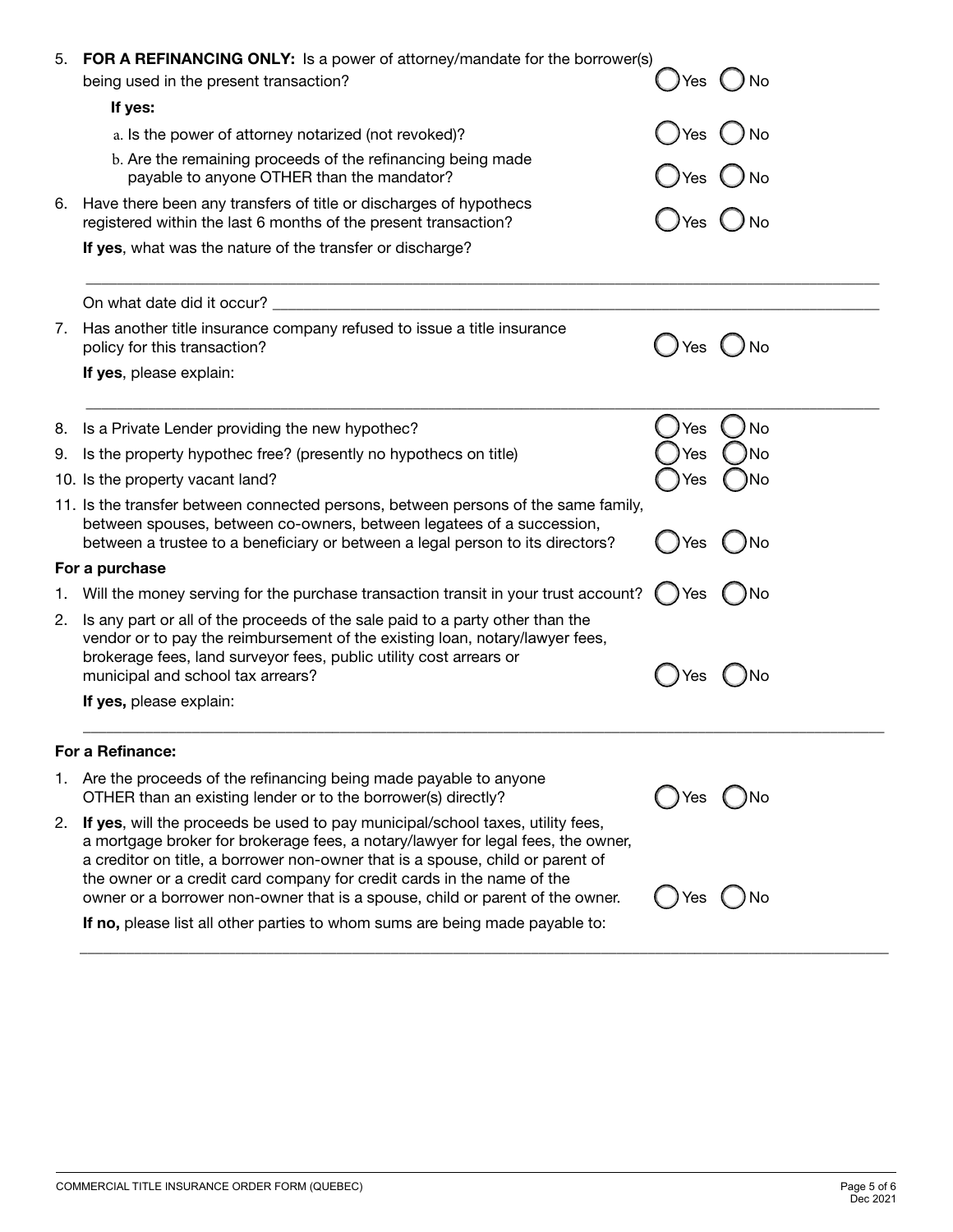5. **FOR A REFINANCING ONLY:** Is a power of attorney/mandate for the borrower(s) being used in the present transaction? ( ) Yes ( ) No

   **If yes:**

   a. Is the power of attorney notarized (not revoked)? ( ) Yes ( ) No

   b. Are the remaining proceeds of the refinancing being made payable to anyone OTHER than the mandator? ( ) Yes ( ) No

6. Have there been any transfers of title or discharges of hypothecs registered within the last 6 months of the present transaction? ( ) Yes ( ) No

   **If yes**, what was the nature of the transfer or discharge?

   ______________________________________________________________________

   On what date did it occur? ______________________________________________

7. Has another title insurance company refused to issue a title insurance policy for this transaction? ( ) Yes ( ) No

   **If yes**, please explain:

   ______________________________________________________________________

8. Is a Private Lender providing the new hypothec? ( ) Yes ( ) No

9. Is the property hypothec free? (presently no hypothecs on title) ( ) Yes ( ) No

10. Is the property vacant land? ( ) Yes ( ) No

11. Is the transfer between connected persons, between persons of the same family, between spouses, between co-owners, between legatees of a succession, between a trustee to a beneficiary or between a legal person to its directors? ( ) Yes ( ) No

**For a purchase**

1. Will the money serving for the purchase transaction transit in your trust account? ( ) Yes ( ) No

2. Is any part or all of the proceeds of the sale paid to a party other than the vendor or to pay the reimbursement of the existing loan, notary/lawyer fees, brokerage fees, land surveyor fees, public utility cost arrears or municipal and school tax arrears? ( ) Yes ( ) No

   **If yes,** please explain:

   ______________________________________________________________________

**For a Refinance:**

1. Are the proceeds of the refinancing being made payable to anyone OTHER than an existing lender or to the borrower(s) directly? ( ) Yes ( ) No

2. **If yes**, will the proceeds be used to pay municipal/school taxes, utility fees, a mortgage broker for brokerage fees, a notary/lawyer for legal fees, the owner, a creditor on title, a borrower non-owner that is a spouse, child or parent of the owner or a credit card company for credit cards in the name of the owner or a borrower non-owner that is a spouse, child or parent of the owner. ( ) Yes ( ) No

   **If no,** please list all other parties to whom sums are being made payable to:

   ______________________________________________________________________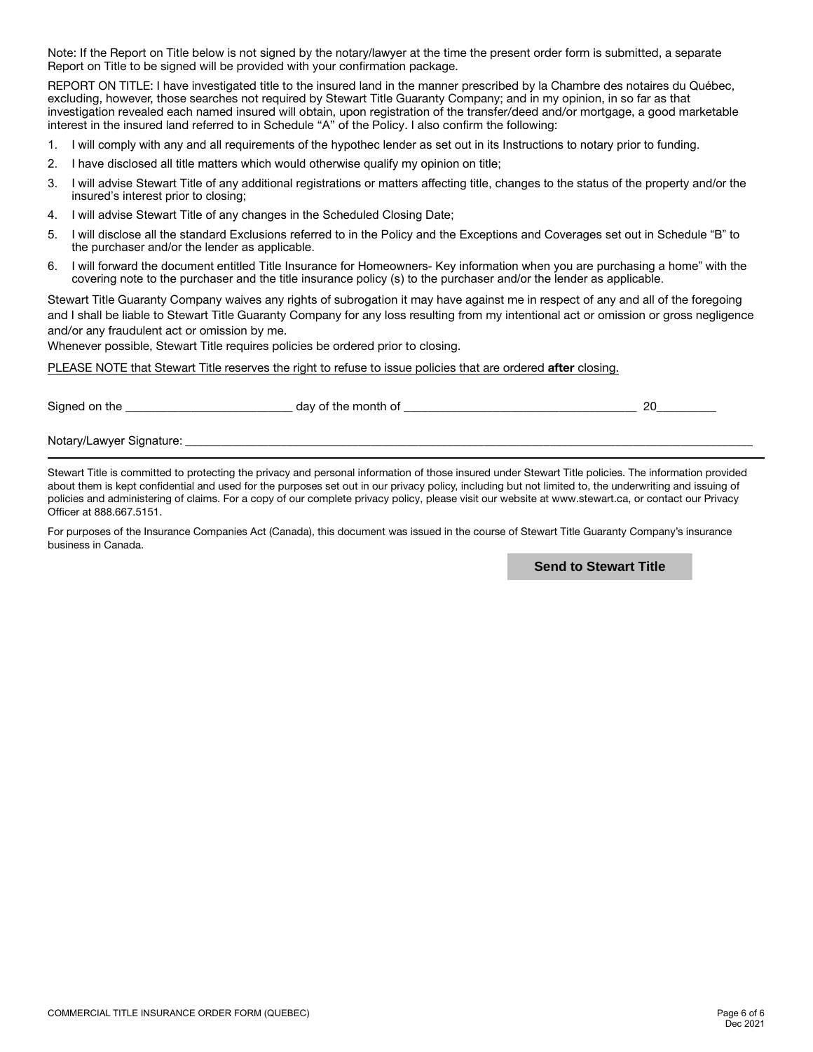Note: If the Report on Title below is not signed by the notary/lawyer at the time the present order form is submitted, a separate Report on Title to be signed will be provided with your confirmation package.

REPORT ON TITLE: I have investigated title to the insured land in the manner prescribed by la Chambre des notaires du Québec, excluding, however, those searches not required by Stewart Title Guaranty Company; and in my opinion, in so far as that investigation revealed each named insured will obtain, upon registration of the transfer/deed and/or mortgage, a good marketable interest in the insured land referred to in Schedule “A” of the Policy. I also confirm the following:

1. I will comply with any and all requirements of the hypothec lender as set out in its Instructions to notary prior to funding.
2. I have disclosed all title matters which would otherwise qualify my opinion on title;
3. I will advise Stewart Title of any additional registrations or matters affecting title, changes to the status of the property and/or the insured’s interest prior to closing;
4. I will advise Stewart Title of any changes in the Scheduled Closing Date;
5. I will disclose all the standard Exclusions referred to in the Policy and the Exceptions and Coverages set out in Schedule “B” to the purchaser and/or the lender as applicable.
6. I will forward the document entitled Title Insurance for Homeowners- Key information when you are purchasing a home” with the covering note to the purchaser and the title insurance policy (s) to the purchaser and/or the lender as applicable.

Stewart Title Guaranty Company waives any rights of subrogation it may have against me in respect of any and all of the foregoing and I shall be liable to Stewart Title Guaranty Company for any loss resulting from my intentional act or omission or gross negligence and/or any fraudulent act or omission by me.

Whenever possible, Stewart Title requires policies be ordered prior to closing.

PLEASE NOTE that Stewart Title reserves the right to refuse to issue policies that are ordered **after** closing.

Signed on the ___________________________ day of the month of ______________________________________ 20__________

Notary/Lawyer Signature: ______________________________________________________________________________________________

---

Stewart Title is committed to protecting the privacy and personal information of those insured under Stewart Title policies. The information provided about them is kept confidential and used for the purposes set out in our privacy policy, including but not limited to, the underwriting and issuing of policies and administering of claims. For a copy of our complete privacy policy, please visit our website at www.stewart.ca, or contact our Privacy Officer at 888.667.5151.

For purposes of the Insurance Companies Act (Canada), this document was issued in the course of Stewart Title Guaranty Company’s insurance business in Canada.

**Send to Stewart Title**